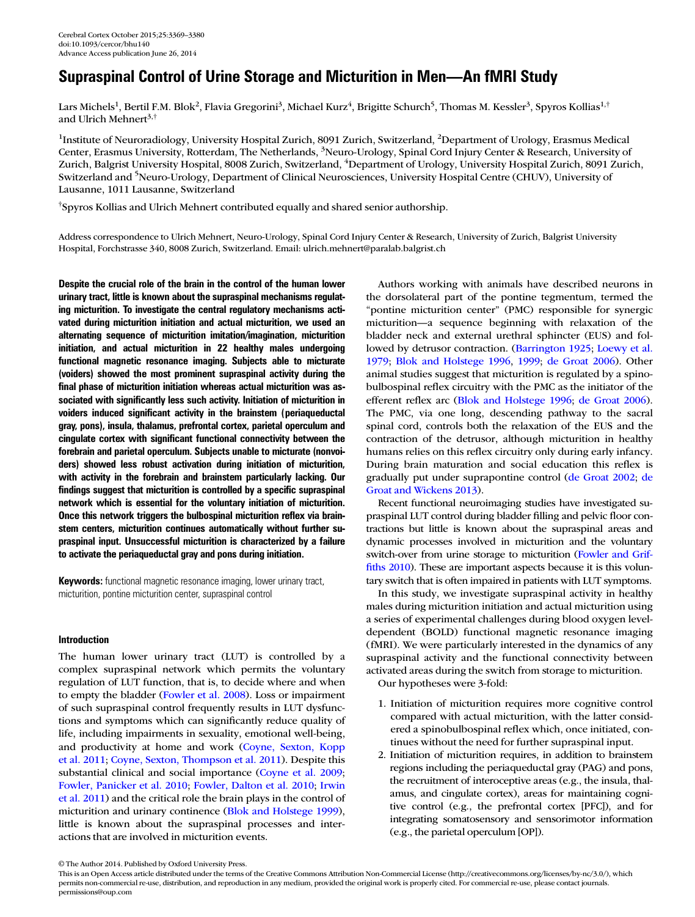# Supraspinal Control of Urine Storage and Micturition in Men—An fMRI Study

Lars Michels[1], Bertil F.M. Blok[2], Flavia Gregorini[3], Michael Kurz[4], Brigitte Schurch[5], Thomas M. Kessler[3], Spyros Kollias[1,†] and Ulrich Mehnert[3,†]

[1]Institute of Neuroradiology, University Hospital Zurich, 8091 Zurich, Switzerland, [2]Department of Urology, Erasmus Medical Center, Erasmus University, Rotterdam, The Netherlands, [3]Neuro-Urology, Spinal Cord Injury Center & Research, University of Zurich, Balgrist University Hospital, 8008 Zurich, Switzerland, [4]Department of Urology, University Hospital Zurich, 8091 Zurich, Switzerland and [5]Neuro-Urology, Department of Clinical Neurosciences, University Hospital Centre (CHUV), University of Lausanne, 1011 Lausanne, Switzerland

[†]Spyros Kollias and Ulrich Mehnert contributed equally and shared senior authorship.

Address correspondence to Ulrich Mehnert, Neuro-Urology, Spinal Cord Injury Center & Research, University of Zurich, Balgrist University Hospital, Forchstrasse 340, 8008 Zurich, Switzerland. Email: ulrich.mehnert@paralab.balgrist.ch

**Despite the crucial role of the brain in the control of the human lower urinary tract, little is known about the supraspinal mechanisms regulating micturition. To investigate the central regulatory mechanisms activated during micturition initiation and actual micturition, we used an alternating sequence of micturition imitation/imagination, micturition initiation, and actual micturition in 22 healthy males undergoing functional magnetic resonance imaging. Subjects able to micturate (voiders) showed the most prominent supraspinal activity during the final phase of micturition initiation whereas actual micturition was associated with significantly less such activity. Initiation of micturition in voiders induced significant activity in the brainstem (periaqueductal gray, pons), insula, thalamus, prefrontal cortex, parietal operculum and cingulate cortex with significant functional connectivity between the forebrain and parietal operculum. Subjects unable to micturate (nonvoiders) showed less robust activation during initiation of micturition, with activity in the forebrain and brainstem particularly lacking. Our findings suggest that micturition is controlled by a specific supraspinal network which is essential for the voluntary initiation of micturition. Once this network triggers the bulbospinal micturition reflex via brainstem centers, micturition continues automatically without further supraspinal input. Unsuccessful micturition is characterized by a failure to activate the periaqueductal gray and pons during initiation.**

**Keywords:** functional magnetic resonance imaging, lower urinary tract, micturition, pontine micturition center, supraspinal control

## Introduction

The human lower urinary tract (LUT) is controlled by a complex supraspinal network which permits the voluntary regulation of LUT function, that is, to decide where and when to empty the bladder (Fowler et al. 2008). Loss or impairment of such supraspinal control frequently results in LUT dysfunctions and symptoms which can significantly reduce quality of life, including impairments in sexuality, emotional well-being, and productivity at home and work (Coyne, Sexton, Kopp et al. 2011; Coyne, Sexton, Thompson et al. 2011). Despite this substantial clinical and social importance (Coyne et al. 2009; Fowler, Panicker et al. 2010; Fowler, Dalton et al. 2010; Irwin et al. 2011) and the critical role the brain plays in the control of micturition and urinary continence (Blok and Holstege 1999), little is known about the supraspinal processes and interactions that are involved in micturition events.

Authors working with animals have described neurons in the dorsolateral part of the pontine tegmentum, termed the "pontine micturition center" (PMC) responsible for synergic micturition—a sequence beginning with relaxation of the bladder neck and external urethral sphincter (EUS) and followed by detrusor contraction. (Barrington 1925; Loewy et al. 1979; Blok and Holstege 1996, 1999; de Groat 2006). Other animal studies suggest that micturition is regulated by a spinobulbospinal reflex circuitry with the PMC as the initiator of the efferent reflex arc (Blok and Holstege 1996; de Groat 2006). The PMC, via one long, descending pathway to the sacral spinal cord, controls both the relaxation of the EUS and the contraction of the detrusor, although micturition in healthy humans relies on this reflex circuitry only during early infancy. During brain maturation and social education this reflex is gradually put under suprapontine control (de Groat 2002; de Groat and Wickens 2013).

Recent functional neuroimaging studies have investigated supraspinal LUT control during bladder filling and pelvic floor contractions but little is known about the supraspinal areas and dynamic processes involved in micturition and the voluntary switch-over from urine storage to micturition (Fowler and Griffiths 2010). These are important aspects because it is this voluntary switch that is often impaired in patients with LUT symptoms.

In this study, we investigate supraspinal activity in healthy males during micturition initiation and actual micturition using a series of experimental challenges during blood oxygen level-dependent (BOLD) functional magnetic resonance imaging (fMRI). We were particularly interested in the dynamics of any supraspinal activity and the functional connectivity between activated areas during the switch from storage to micturition.

Our hypotheses were 3-fold:

1. Initiation of micturition requires more cognitive control compared with actual micturition, with the latter considered a spinobulbospinal reflex which, once initiated, continues without the need for further supraspinal input.
2. Initiation of micturition requires, in addition to brainstem regions including the periaqueductal gray (PAG) and pons, the recruitment of interoceptive areas (e.g., the insula, thalamus, and cingulate cortex), areas for maintaining cognitive control (e.g., the prefrontal cortex [PFC]), and for integrating somatosensory and sensorimotor information (e.g., the parietal operculum [OP]).

© The Author 2014. Published by Oxford University Press.
This is an Open Access article distributed under the terms of the Creative Commons Attribution Non-Commercial License (http://creativecommons.org/licenses/by-nc/3.0/), which permits non-commercial re-use, distribution, and reproduction in any medium, provided the original work is properly cited. For commercial re-use, please contact journals.permissions@oup.com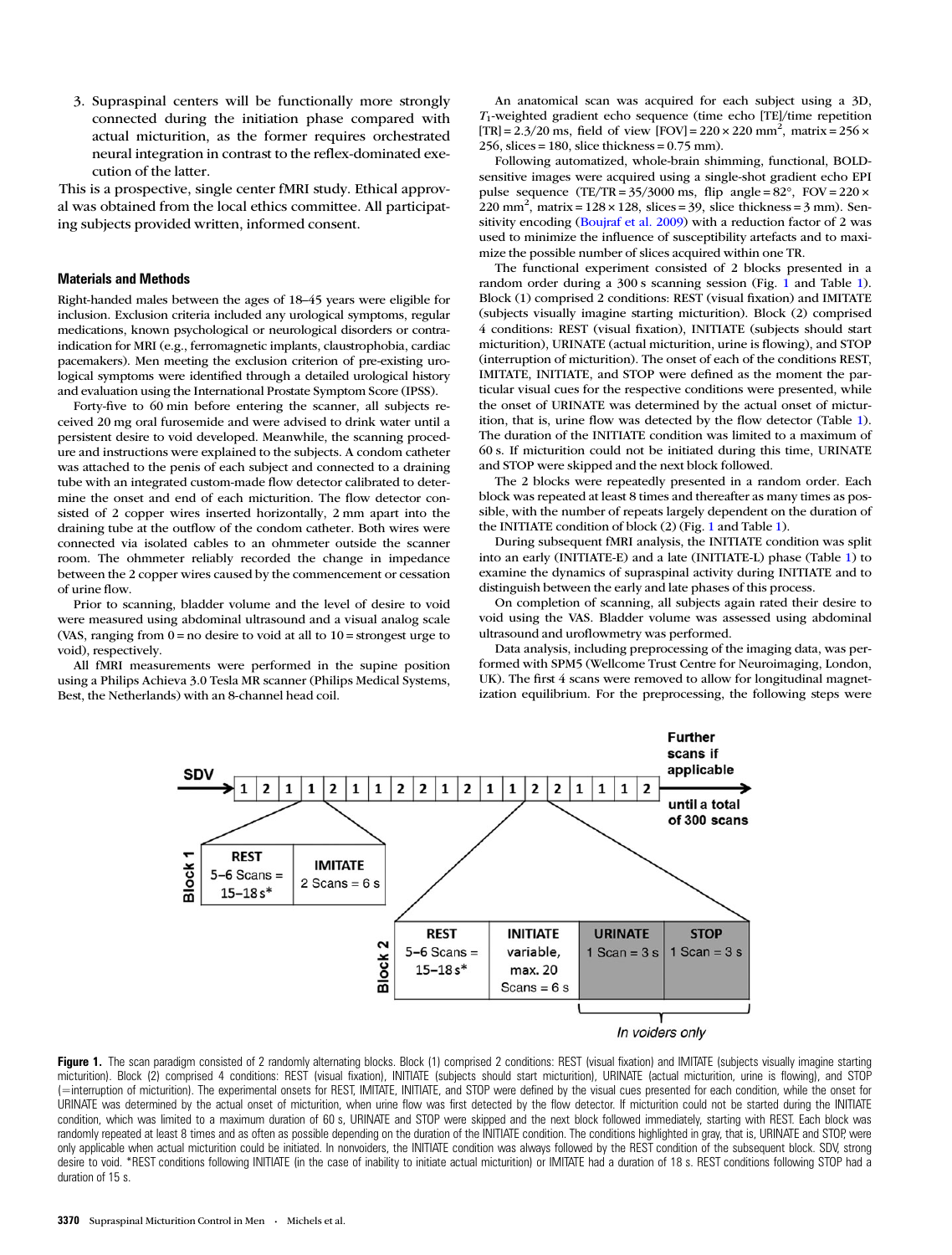3. Supraspinal centers will be functionally more strongly connected during the initiation phase compared with actual micturition, as the former requires orchestrated neural integration in contrast to the reflex-dominated execution of the latter.

This is a prospective, single center fMRI study. Ethical approval was obtained from the local ethics committee. All participating subjects provided written, informed consent.

## Materials and Methods

Right-handed males between the ages of 18–45 years were eligible for inclusion. Exclusion criteria included any urological symptoms, regular medications, known psychological or neurological disorders or contraindication for MRI (e.g., ferromagnetic implants, claustrophobia, cardiac pacemakers). Men meeting the exclusion criterion of pre-existing urological symptoms were identified through a detailed urological history and evaluation using the International Prostate Symptom Score (IPSS).

Forty-five to 60 min before entering the scanner, all subjects received 20 mg oral furosemide and were advised to drink water until a persistent desire to void developed. Meanwhile, the scanning procedure and instructions were explained to the subjects. A condom catheter was attached to the penis of each subject and connected to a draining tube with an integrated custom-made flow detector calibrated to determine the onset and end of each micturition. The flow detector consisted of 2 copper wires inserted horizontally, 2 mm apart into the draining tube at the outflow of the condom catheter. Both wires were connected via isolated cables to an ohmmeter outside the scanner room. The ohmmeter reliably recorded the change in impedance between the 2 copper wires caused by the commencement or cessation of urine flow.

Prior to scanning, bladder volume and the level of desire to void were measured using abdominal ultrasound and a visual analog scale (VAS, ranging from 0 = no desire to void at all to 10 = strongest urge to void), respectively.

All fMRI measurements were performed in the supine position using a Philips Achieva 3.0 Tesla MR scanner (Philips Medical Systems, Best, the Netherlands) with an 8-channel head coil.

An anatomical scan was acquired for each subject using a 3D, $T_1$-weighted gradient echo sequence (time echo [TE]/time repetition [TR] = 2.3/20 ms, field of view [FOV] = 220 × 220 mm$^2$, matrix = 256 × 256, slices = 180, slice thickness = 0.75 mm).

Following automatized, whole-brain shimming, functional, BOLD-sensitive images were acquired using a single-shot gradient echo EPI pulse sequence (TE/TR = 35/3000 ms, flip angle = 82°, FOV = 220 × 220 mm$^2$, matrix = 128 × 128, slices = 39, slice thickness = 3 mm). Sensitivity encoding (Boujraf et al. 2009) with a reduction factor of 2 was used to minimize the influence of susceptibility artefacts and to maximize the possible number of slices acquired within one TR.

The functional experiment consisted of 2 blocks presented in a random order during a 300 s scanning session (Fig. 1 and Table 1). Block (1) comprised 2 conditions: REST (visual fixation) and IMITATE (subjects visually imagine starting micturition). Block (2) comprised 4 conditions: REST (visual fixation), INITIATE (subjects should start micturition), URINATE (actual micturition, urine is flowing), and STOP (interruption of micturition). The onset of each of the conditions REST, IMITATE, INITIATE, and STOP were defined as the moment the particular visual cues for the respective conditions were presented, while the onset of URINATE was determined by the actual onset of micturition, that is, urine flow was detected by the flow detector (Table 1). The duration of the INITIATE condition was limited to a maximum of 60 s. If micturition could not be initiated during this time, URINATE and STOP were skipped and the next block followed.

The 2 blocks were repeatedly presented in a random order. Each block was repeated at least 8 times and thereafter as many times as possible, with the number of repeats largely dependent on the duration of the INITIATE condition of block (2) (Fig. 1 and Table 1).

During subsequent fMRI analysis, the INITIATE condition was split into an early (INITIATE-E) and a late (INITIATE-L) phase (Table 1) to examine the dynamics of supraspinal activity during INITIATE and to distinguish between the early and late phases of this process.

On completion of scanning, all subjects again rated their desire to void using the VAS. Bladder volume was assessed using abdominal ultrasound and uroflowmetry was performed.

Data analysis, including preprocessing of the imaging data, was performed with SPM5 (Wellcome Trust Centre for Neuroimaging, London, UK). The first 4 scans were removed to allow for longitudinal magnetization equilibrium. For the preprocessing, the following steps were

**Figure 1.** The scan paradigm consisted of 2 randomly alternating blocks. Block (1) comprised 2 conditions: REST (visual fixation) and IMITATE (subjects visually imagine starting micturition). Block (2) comprised 4 conditions: REST (visual fixation), INITIATE (subjects should start micturition), URINATE (actual micturition, urine is flowing), and STOP (=interruption of micturition). The experimental onsets for REST, IMITATE, INITIATE, and STOP were defined by the visual cues presented for each condition, while the onset for URINATE was determined by the actual onset of micturition, when urine flow was first detected by the flow detector. If micturition could not be started during the INITIATE condition, which was limited to a maximum duration of 60 s, URINATE and STOP were skipped and the next block followed immediately, starting with REST. Each block was randomly repeated at least 8 times and as often as possible depending on the duration of the INITIATE condition. The conditions highlighted in gray, that is, URINATE and STOP, were only applicable when actual micturition could be initiated. In nonvoiders, the INITIATE condition was always followed by the REST condition of the subsequent block. SDV, strong desire to void. *REST conditions following INITIATE (in the case of inability to initiate actual micturition) or IMITATE had a duration of 18 s. REST conditions following STOP had a duration of 15 s.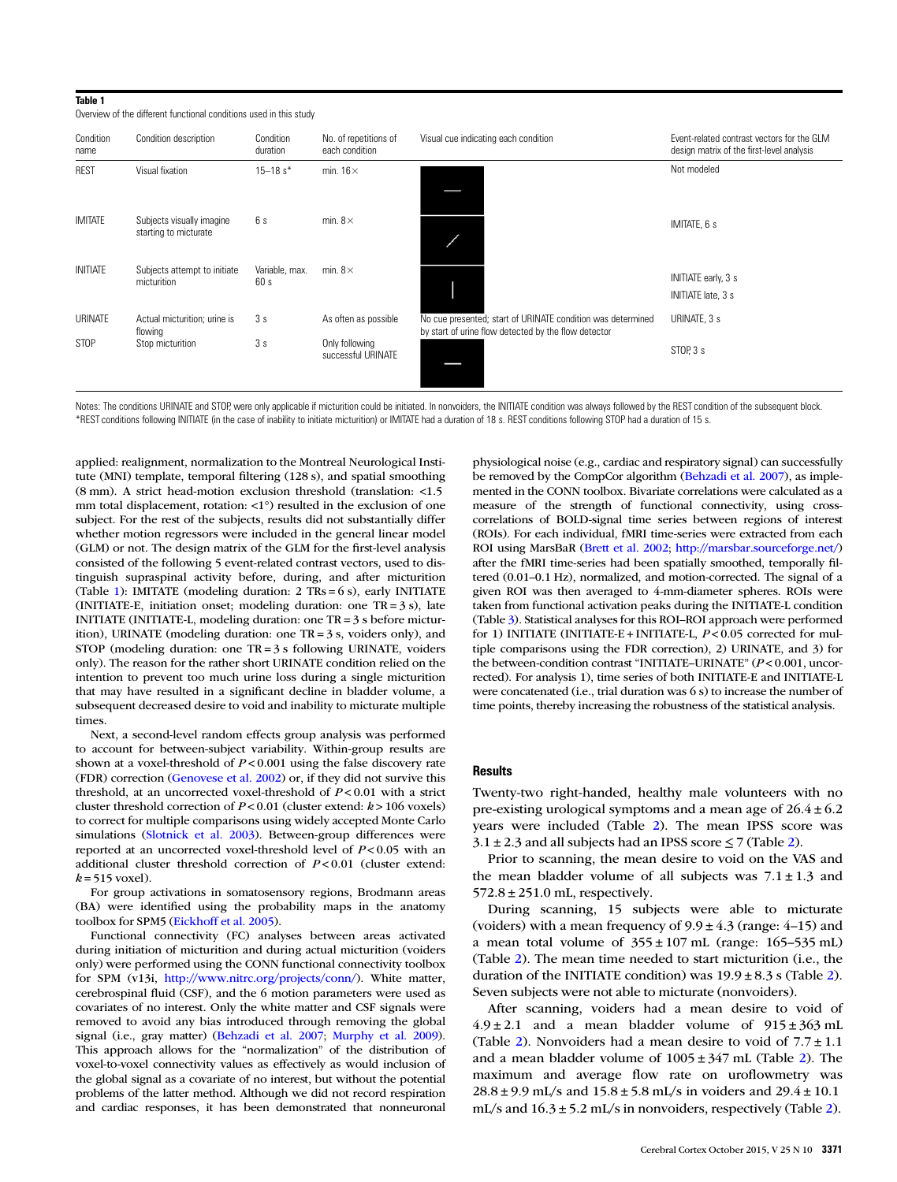**Table 1**

Overview of the different functional conditions used in this study

| Condition name | Condition description | Condition duration | No. of repetitions of each condition | Visual cue indicating each condition | Event-related contrast vectors for the GLM design matrix of the first-level analysis |
|---|---|---|---|---|---|
| REST | Visual fixation | 15–18 s* | min. 16× | — | Not modeled |
| IMITATE | Subjects visually imagine starting to micturate | 6 s | min. 8× | / | IMITATE, 6 s |
| INITIATE | Subjects attempt to initiate micturition | Variable, max. 60 s | min. 8× | \| | INITIATE early, 3 s<br>INITIATE late, 3 s |
| URINATE | Actual micturition; urine is flowing | 3 s | As often as possible | No cue presented; start of URINATE condition was determined by start of urine flow detected by the flow detector | URINATE, 3 s |
| STOP | Stop micturition | 3 s | Only following successful URINATE | — | STOP, 3 s |

Notes: The conditions URINATE and STOP, were only applicable if micturition could be initiated. In nonvoiders, the INITIATE condition was always followed by the REST condition of the subsequent block.
*REST conditions following INITIATE (in the case of inability to initiate micturition) or IMITATE had a duration of 18 s. REST conditions following STOP had a duration of 15 s.

applied: realignment, normalization to the Montreal Neurological Institute (MNI) template, temporal filtering (128 s), and spatial smoothing (8 mm). A strict head-motion exclusion threshold (translation: <1.5 mm total displacement, rotation: <1°) resulted in the exclusion of one subject. For the rest of the subjects, results did not substantially differ whether motion regressors were included in the general linear model (GLM) or not. The design matrix of the GLM for the first-level analysis consisted of the following 5 event-related contrast vectors, used to distinguish supraspinal activity before, during, and after micturition (Table 1): IMITATE (modeling duration: 2 TRs = 6 s), early INITIATE (INITIATE-E, initiation onset; modeling duration: one TR = 3 s), late INITIATE (INITIATE-L, modeling duration: one TR = 3 s before micturition), URINATE (modeling duration: one TR = 3 s, voiders only), and STOP (modeling duration: one TR = 3 s following URINATE, voiders only). The reason for the rather short URINATE condition relied on the intention to prevent too much urine loss during a single micturition that may have resulted in a significant decline in bladder volume, a subsequent decreased desire to void and inability to micturate multiple times.

Next, a second-level random effects group analysis was performed to account for between-subject variability. Within-group results are shown at a voxel-threshold of $P < 0.001$ using the false discovery rate (FDR) correction (Genovese et al. 2002) or, if they did not survive this threshold, at an uncorrected voxel-threshold of $P < 0.01$ with a strict cluster threshold correction of $P < 0.01$ (cluster extend: $k > 106$ voxels) to correct for multiple comparisons using widely accepted Monte Carlo simulations (Slotnick et al. 2003). Between-group differences were reported at an uncorrected voxel-threshold level of $P < 0.05$ with an additional cluster threshold correction of $P < 0.01$ (cluster extend: $k = 515$ voxel).

For group activations in somatosensory regions, Brodmann areas (BA) were identified using the probability maps in the anatomy toolbox for SPM5 (Eickhoff et al. 2005).

Functional connectivity (FC) analyses between areas activated during initiation of micturition and during actual micturition (voiders only) were performed using the CONN functional connectivity toolbox for SPM (v13i, http://www.nitrc.org/projects/conn/). White matter, cerebrospinal fluid (CSF), and the 6 motion parameters were used as covariates of no interest. Only the white matter and CSF signals were removed to avoid any bias introduced through removing the global signal (i.e., gray matter) (Behzadi et al. 2007; Murphy et al. 2009). This approach allows for the "normalization" of the distribution of voxel-to-voxel connectivity values as effectively as would inclusion of the global signal as a covariate of no interest, but without the potential problems of the latter method. Although we did not record respiration and cardiac responses, it has been demonstrated that nonneuronal physiological noise (e.g., cardiac and respiratory signal) can successfully be removed by the CompCor algorithm (Behzadi et al. 2007), as implemented in the CONN toolbox. Bivariate correlations were calculated as a measure of the strength of functional connectivity, using cross-correlations of BOLD-signal time series between regions of interest (ROIs). For each individual, fMRI time-series were extracted from each ROI using MarsBaR (Brett et al. 2002; http://marsbar.sourceforge.net/) after the fMRI time-series had been spatially smoothed, temporally filtered (0.01–0.1 Hz), normalized, and motion-corrected. The signal of a given ROI was then averaged to 4-mm-diameter spheres. ROIs were taken from functional activation peaks during the INITIATE-L condition (Table 3). Statistical analyses for this ROI–ROI approach were performed for 1) INITIATE (INITIATE-E + INITIATE-L, $P < 0.05$ corrected for multiple comparisons using the FDR correction), 2) URINATE, and 3) for the between-condition contrast "INITIATE–URINATE" ($P < 0.001$, uncorrected). For analysis 1), time series of both INITIATE-E and INITIATE-L were concatenated (i.e., trial duration was 6 s) to increase the number of time points, thereby increasing the robustness of the statistical analysis.

## Results

Twenty-two right-handed, healthy male volunteers with no pre-existing urological symptoms and a mean age of 26.4 ± 6.2 years were included (Table 2). The mean IPSS score was 3.1 ± 2.3 and all subjects had an IPSS score ≤ 7 (Table 2).

Prior to scanning, the mean desire to void on the VAS and the mean bladder volume of all subjects was 7.1 ± 1.3 and 572.8 ± 251.0 mL, respectively.

During scanning, 15 subjects were able to micturate (voiders) with a mean frequency of 9.9 ± 4.3 (range: 4–15) and a mean total volume of 355 ± 107 mL (range: 165–535 mL) (Table 2). The mean time needed to start micturition (i.e., the duration of the INITIATE condition) was 19.9 ± 8.3 s (Table 2). Seven subjects were not able to micturate (nonvoiders).

After scanning, voiders had a mean desire to void of 4.9 ± 2.1 and a mean bladder volume of 915 ± 363 mL (Table 2). Nonvoiders had a mean desire to void of 7.7 ± 1.1 and a mean bladder volume of 1005 ± 347 mL (Table 2). The maximum and average flow rate on uroflowmetry was 28.8 ± 9.9 mL/s and 15.8 ± 5.8 mL/s in voiders and 29.4 ± 10.1 mL/s and 16.3 ± 5.2 mL/s in nonvoiders, respectively (Table 2).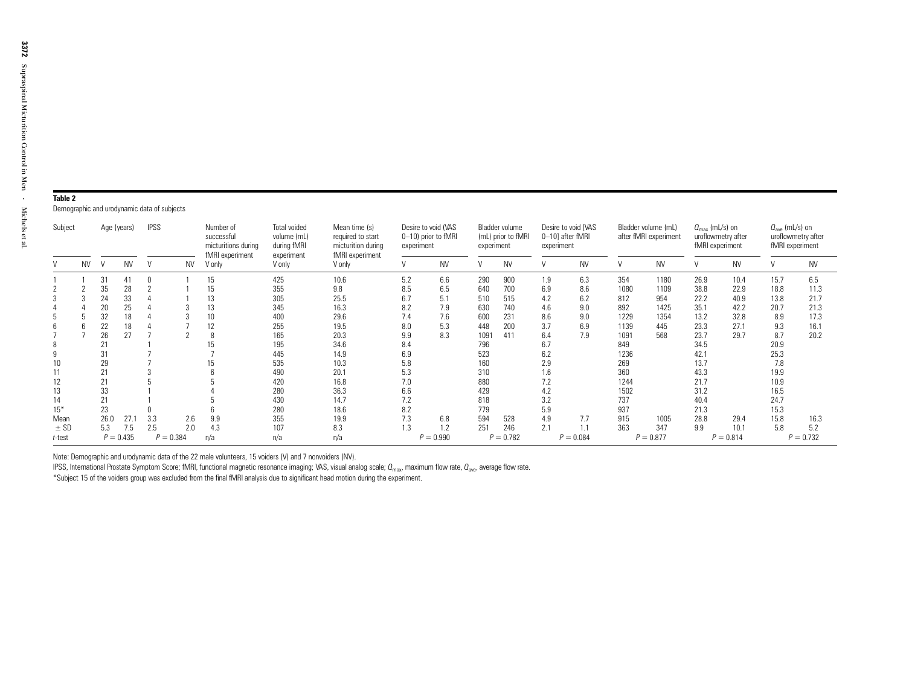**Table 2**

Demographic and urodynamic data of subjects

| Subject | | Age (years) | | IPSS | | Number of successful micturitions during fMRI experiment | Total voided volume (mL) during fMRI experiment | Mean time (s) required to start micturition during fMRI experiment | Desire to void (VAS 0–10) prior to fMRI experiment | | Bladder volume (mL) prior to fMRI experiment | | Desire to void [VAS 0–10] after fMRI experiment | | Bladder volume (mL) after fMRI experiment | | $Q_{max}$ (mL/s) on uroflowmetry after fMRI experiment | | $Q_{ave}$ (mL/s) on uroflowmetry after fMRI experiment | |
|---|---|---|---|---|---|---|---|---|---|---|---|---|---|---|---|---|---|---|---|---|
| V | NV | V | NV | V | NV | V only | V only | V only | V | NV | V | NV | V | NV | V | NV | V | NV | V | NV |
| 1 | 1 | 31 | 41 | 0 | 1 | 15 | 425 | 10.6 | 5.2 | 6.6 | 290 | 900 | 1.9 | 6.3 | 354 | 1180 | 26.9 | 10.4 | 15.7 | 6.5 |
| 2 | 2 | 35 | 28 | 2 | 1 | 15 | 355 | 9.8 | 8.5 | 6.5 | 640 | 700 | 6.9 | 8.6 | 1080 | 1109 | 38.8 | 22.9 | 18.8 | 11.3 |
| 3 | 3 | 24 | 33 | 4 | 1 | 13 | 305 | 25.5 | 6.7 | 5.1 | 510 | 515 | 4.2 | 6.2 | 812 | 954 | 22.2 | 40.9 | 13.8 | 21.7 |
| 4 | 4 | 20 | 25 | 4 | 3 | 13 | 345 | 16.3 | 8.2 | 7.9 | 630 | 740 | 4.6 | 9.0 | 892 | 1425 | 35.1 | 42.2 | 20.7 | 21.3 |
| 5 | 5 | 32 | 18 | 4 | 3 | 10 | 400 | 29.6 | 7.4 | 7.6 | 600 | 231 | 8.6 | 9.0 | 1229 | 1354 | 13.2 | 32.8 | 8.9 | 17.3 |
| 6 | 6 | 22 | 18 | 4 | 7 | 12 | 255 | 19.5 | 8.0 | 5.3 | 448 | 200 | 3.7 | 6.9 | 1139 | 445 | 23.3 | 27.1 | 9.3 | 16.1 |
| 7 | 7 | 26 | 27 | 7 | 2 | 8 | 165 | 20.3 | 9.9 | 8.3 | 1091 | 411 | 6.4 | 7.9 | 1091 | 568 | 23.7 | 29.7 | 8.7 | 20.2 |
| 8 | | 21 | | 1 | | 15 | 195 | 34.6 | 8.4 | | 796 | | 6.7 | | 849 | | 34.5 | | 20.9 | |
| 9 | | 31 | | 7 | | 7 | 445 | 14.9 | 6.9 | | 523 | | 6.2 | | 1236 | | 42.1 | | 25.3 | |
| 10 | | 29 | | 7 | | 15 | 535 | 10.3 | 5.8 | | 160 | | 2.9 | | 269 | | 13.7 | | 7.8 | |
| 11 | | 21 | | 3 | | 6 | 490 | 20.1 | 5.3 | | 310 | | 1.6 | | 360 | | 43.3 | | 19.9 | |
| 12 | | 21 | | 5 | | 5 | 420 | 16.8 | 7.0 | | 880 | | 7.2 | | 1244 | | 21.7 | | 10.9 | |
| 13 | | 33 | | 1 | | 4 | 280 | 36.3 | 6.6 | | 429 | | 4.2 | | 1502 | | 31.2 | | 16.5 | |
| 14 | | 21 | | 1 | | 5 | 430 | 14.7 | 7.2 | | 818 | | 3.2 | | 737 | | 40.4 | | 24.7 | |
| 15* | | 23 | | 0 | | 6 | 280 | 18.6 | 8.2 | | 779 | | 5.9 | | 937 | | 21.3 | | 15.3 | |
| Mean | | 26.0 | 27.1 | 3.3 | 2.6 | 9.9 | 355 | 19.9 | 7.3 | 6.8 | 594 | 528 | 4.9 | 7.7 | 915 | 1005 | 28.8 | 29.4 | 15.8 | 16.3 |
| ± SD | | 5.3 | 7.5 | 2.5 | 2.0 | 4.3 | 107 | 8.3 | 1.3 | 1.2 | 251 | 246 | 2.1 | 1.1 | 363 | 347 | 9.9 | 10.1 | 5.8 | 5.2 |
| *t*-test | | $P = 0.435$ | | $P = 0.384$ | | n/a | n/a | n/a | $P = 0.990$ | | $P = 0.782$ | | $P = 0.084$ | | $P = 0.877$ | | $P = 0.814$ | | $P = 0.732$ | |

Note: Demographic and urodynamic data of the 22 male volunteers, 15 voiders (V) and 7 nonvoiders (NV).

IPSS, International Prostate Symptom Score; fMRI, functional magnetic resonance imaging; VAS, visual analog scale; $Q_{max}$, maximum flow rate, $Q_{ave}$, average flow rate.

*Subject 15 of the voiders group was excluded from the final fMRI analysis due to significant head motion during the experiment.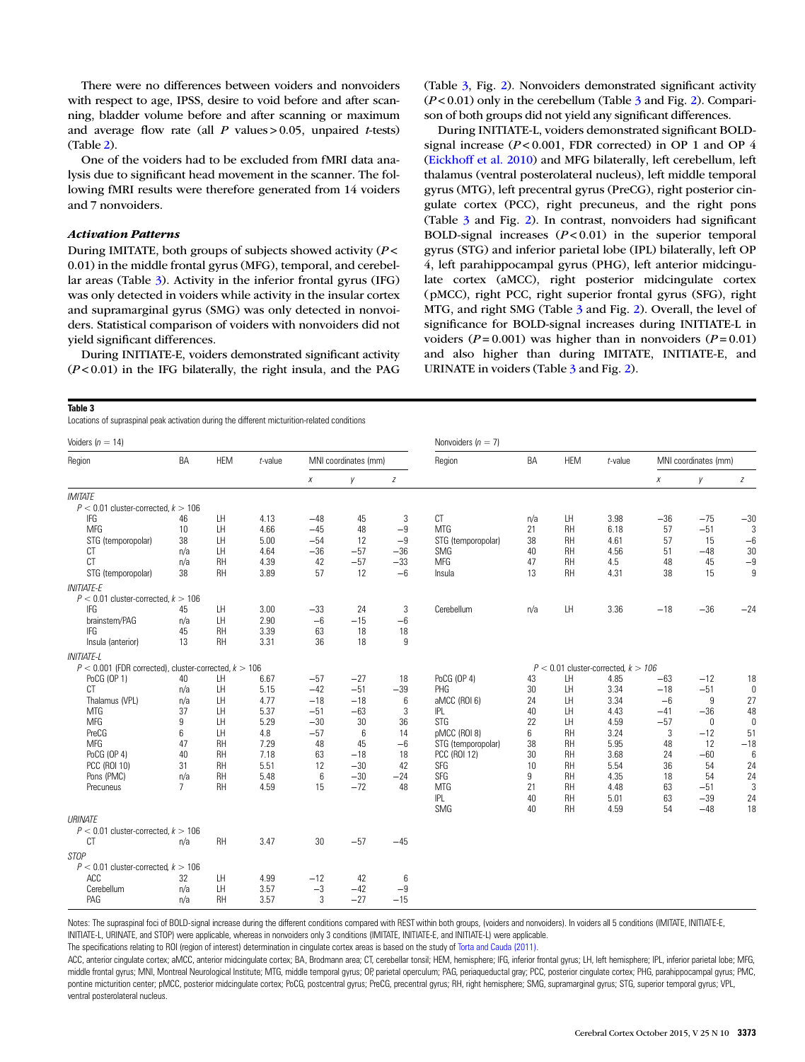There were no differences between voiders and nonvoiders with respect to age, IPSS, desire to void before and after scanning, bladder volume before and after scanning or maximum and average flow rate (all $P$ values > 0.05, unpaired $t$-tests) (Table 2).

One of the voiders had to be excluded from fMRI data analysis due to significant head movement in the scanner. The following fMRI results were therefore generated from 14 voiders and 7 nonvoiders.

### *Activation Patterns*

During IMITATE, both groups of subjects showed activity ($P < 0.01$) in the middle frontal gyrus (MFG), temporal, and cerebellar areas (Table 3). Activity in the inferior frontal gyrus (IFG) was only detected in voiders while activity in the insular cortex and supramarginal gyrus (SMG) was only detected in nonvoiders. Statistical comparison of voiders with nonvoiders did not yield significant differences.

During INITIATE-E, voiders demonstrated significant activity ($P < 0.01$) in the IFG bilaterally, the right insula, and the PAG (Table 3, Fig. 2). Nonvoiders demonstrated significant activity ($P < 0.01$) only in the cerebellum (Table 3 and Fig. 2). Comparison of both groups did not yield any significant differences.

During INITIATE-L, voiders demonstrated significant BOLD-signal increase ($P < 0.001$, FDR corrected) in OP 1 and OP 4 (Eickhoff et al. 2010) and MFG bilaterally, left cerebellum, left thalamus (ventral posterolateral nucleus), left middle temporal gyrus (MTG), left precentral gyrus (PreCG), right posterior cingulate cortex (PCC), right precuneus, and the right pons (Table 3 and Fig. 2). In contrast, nonvoiders had significant BOLD-signal increases ($P < 0.01$) in the superior temporal gyrus (STG) and inferior parietal lobe (IPL) bilaterally, left OP 4, left parahippocampal gyrus (PHG), left anterior midcingulate cortex (aMCC), right posterior midcingulate cortex (pMCC), right PCC, right superior frontal gyrus (SFG), right MTG, and right SMG (Table 3 and Fig. 2). Overall, the level of significance for BOLD-signal increases during INITIATE-L in voiders ($P = 0.001$) was higher than in nonvoiders ($P = 0.01$) and also higher than during IMITATE, INITIATE-E, and URINATE in voiders (Table 3 and Fig. 2).

**Table 3**

Locations of supraspinal peak activation during the different micturition-related conditions

| Voiders ($n$ = 14) | | | | | | | Nonvoiders ($n$ = 7) | | | | | | |
|---|---|---|---|---|---|---|---|---|---|---|---|---|---|
| Region | BA | HEM | $t$-value | MNI coordinates (mm) | | | Region | BA | HEM | $t$-value | MNI coordinates (mm) | | |
| | | | | $x$ | $y$ | $z$ | | | | | $x$ | $y$ | $z$ |
| *IMITATE* | | | | | | | | | | | | | |
| $P < 0.01$ cluster-corrected, $k > 106$ | | | | | | | | | | | | | |
| IFG | 46 | LH | 4.13 | −48 | 45 | 3 | CT | n/a | LH | 3.98 | −36 | −75 | −30 |
| MFG | 10 | LH | 4.66 | −45 | 48 | −9 | MTG | 21 | RH | 6.18 | 57 | −51 | 3 |
| STG (temporopolar) | 38 | LH | 5.00 | −54 | 12 | −9 | STG (temporopolar) | 38 | RH | 4.61 | 57 | 15 | −6 |
| CT | n/a | LH | 4.64 | −36 | −57 | −36 | SMG | 40 | RH | 4.56 | 51 | −48 | 30 |
| CT | n/a | RH | 4.39 | 42 | −57 | −33 | MFG | 47 | RH | 4.5 | 48 | 45 | −9 |
| STG (temporopolar) | 38 | RH | 3.89 | 57 | 12 | −6 | Insula | 13 | RH | 4.31 | 38 | 15 | 9 |
| *INITIATE-E* | | | | | | | | | | | | | |
| $P < 0.01$ cluster-corrected, $k > 106$ | | | | | | | | | | | | | |
| IFG | 45 | LH | 3.00 | −33 | 24 | 3 | Cerebellum | n/a | LH | 3.36 | −18 | −36 | −24 |
| brainstem/PAG | n/a | LH | 2.90 | −6 | −15 | −6 | | | | | | | |
| IFG | 45 | RH | 3.39 | 63 | 18 | 18 | | | | | | | |
| Insula (anterior) | 13 | RH | 3.31 | 36 | 18 | 9 | | | | | | | |
| *INITIATE-L* | | | | | | | | | | | | | |
| $P < 0.001$ (FDR corrected), cluster-corrected, $k > 106$ | | | | | | | $P < 0.01$ cluster-corrected, $k > 106$ | | | | | | |
| PoCG (OP 1) | 40 | LH | 6.67 | −57 | −27 | 18 | PoCG (OP 4) | 43 | LH | 4.85 | −63 | −12 | 18 |
| CT | n/a | LH | 5.15 | −42 | −51 | −39 | PHG | 30 | LH | 3.34 | −18 | −51 | 0 |
| Thalamus (VPL) | n/a | LH | 4.77 | −18 | −18 | 6 | aMCC (ROI 6) | 24 | LH | 3.34 | −6 | 9 | 27 |
| MTG | 37 | LH | 5.37 | −51 | −63 | 3 | IPL | 40 | LH | 4.43 | −41 | −36 | 48 |
| MFG | 9 | LH | 5.29 | −30 | 30 | 36 | STG | 22 | LH | 4.59 | −57 | 0 | 0 |
| PreCG | 6 | LH | 4.8 | −57 | 6 | 14 | pMCC (ROI 8) | 6 | RH | 3.24 | 3 | −12 | 51 |
| MFG | 47 | RH | 7.29 | 48 | 45 | −6 | STG (temporopolar) | 38 | RH | 5.95 | 48 | 12 | −18 |
| PoCG (OP 4) | 40 | RH | 7.18 | 63 | −18 | 18 | PCC (ROI 12) | 30 | RH | 3.68 | 24 | −60 | 6 |
| PCC (ROI 10) | 31 | RH | 5.51 | 12 | −30 | 42 | SFG | 10 | RH | 5.54 | 36 | 54 | 24 |
| Pons (PMC) | n/a | RH | 5.48 | 6 | −30 | −24 | SFG | 9 | RH | 4.35 | 18 | 54 | 24 |
| Precuneus | 7 | RH | 4.59 | 15 | −72 | 48 | MTG | 21 | RH | 4.48 | 63 | −51 | 3 |
| | | | | | | | IPL | 40 | RH | 5.01 | 63 | −39 | 24 |
| | | | | | | | SMG | 40 | RH | 4.59 | 54 | −48 | 18 |
| *URINATE* | | | | | | | | | | | | | |
| $P < 0.01$ cluster-corrected, $k > 106$ | | | | | | | | | | | | | |
| CT | n/a | RH | 3.47 | 30 | −57 | −45 | | | | | | | |
| *STOP* | | | | | | | | | | | | | |
| $P < 0.01$ cluster-corrected, $k > 106$ | | | | | | | | | | | | | |
| ACC | 32 | LH | 4.99 | −12 | 42 | 6 | | | | | | | |
| Cerebellum | n/a | LH | 3.57 | −3 | −42 | −9 | | | | | | | |
| PAG | n/a | RH | 3.57 | 3 | −27 | −15 | | | | | | | |

Notes: The supraspinal foci of BOLD-signal increase during the different conditions compared with REST within both groups, (voiders and nonvoiders). In voiders all 5 conditions (IMITATE, INITIATE-E, INITIATE-L, URINATE, and STOP) were applicable, whereas in nonvoiders only 3 conditions (IMITATE, INITIATE-E, and INITIATE-L) were applicable.

The specifications relating to ROI (region of interest) determination in cingulate cortex areas is based on the study of Torta and Cauda (2011).

ACC, anterior cingulate cortex; aMCC, anterior midcingulate cortex; BA, Brodmann area; CT, cerebellar tonsil; HEM, hemisphere; IFG, inferior frontal gyrus; LH, left hemisphere; IPL, inferior parietal lobe; MFG, middle frontal gyrus; MNI, Montreal Neurological Institute; MTG, middle temporal gyrus; OP, parietal operculum; PAG, periaqueductal gray; PCC, posterior cingulate cortex; PHG, parahippocampal gyrus; PMC, pontine micturition center; pMCC, posterior midcingulate cortex; PoCG, postcentral gyrus; PreCG, precentral gyrus; RH, right hemisphere; SMG, supramarginal gyrus; STG, superior temporal gyrus; VPL, ventral posterolateral nucleus.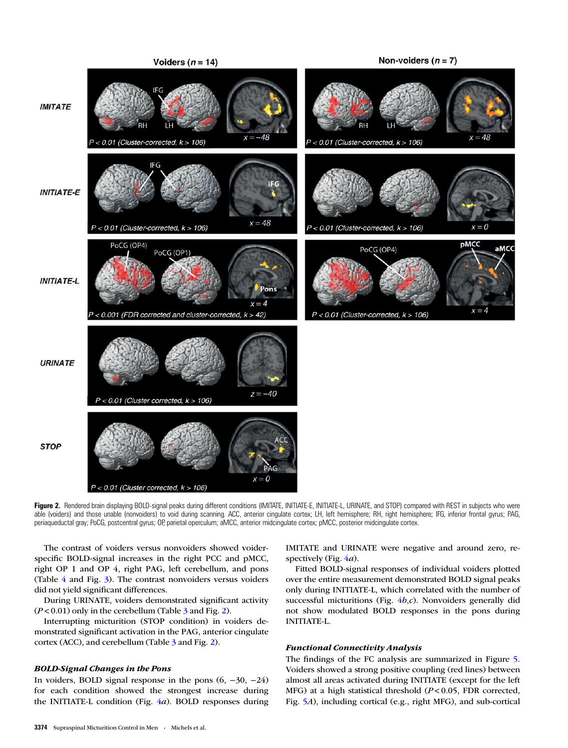**Figure 2.** Rendered brain displaying BOLD-signal peaks during different conditions (IMITATE, INITIATE-E, INITIATE-L, URINATE, and STOP) compared with REST in subjects who were able (voiders) and those unable (nonvoiders) to void during scanning. ACC, anterior cingulate cortex; LH, left hemisphere; RH, right hemisphere; IFG, inferior frontal gyrus; PAG, periaqueductal gray; PoCG, postcentral gyrus; OP, parietal operculum; aMCC, anterior midcingulate cortex; pMCC, posterior midcingulate cortex.

The contrast of voiders versus nonvoiders showed voider-specific BOLD-signal increases in the right PCC and pMCC, right OP 1 and OP 4, right PAG, left cerebellum, and pons (Table 4 and Fig. 3). The contrast nonvoiders versus voiders did not yield significant differences.

During URINATE, voiders demonstrated significant activity ($P < 0.01$) only in the cerebellum (Table 3 and Fig. 2).

Interrupting micturition (STOP condition) in voiders demonstrated significant activation in the PAG, anterior cingulate cortex (ACC), and cerebellum (Table 3 and Fig. 2).

### *BOLD-Signal Changes in the Pons*

In voiders, BOLD signal response in the pons (6, −30, −24) for each condition showed the strongest increase during the INITIATE-L condition (Fig. 4*a*). BOLD responses during IMITATE and URINATE were negative and around zero, respectively (Fig. 4*a*).

Fitted BOLD-signal responses of individual voiders plotted over the entire measurement demonstrated BOLD signal peaks only during INITIATE-L, which correlated with the number of successful micturitions (Fig. 4*b*,*c*). Nonvoiders generally did not show modulated BOLD responses in the pons during INITIATE-L.

### *Functional Connectivity Analysis*

The findings of the FC analysis are summarized in Figure 5. Voiders showed a strong positive coupling (red lines) between almost all areas activated during INITIATE (except for the left MFG) at a high statistical threshold ($P < 0.05$, FDR corrected, Fig. 5*A*), including cortical (e.g., right MFG), and sub-cortical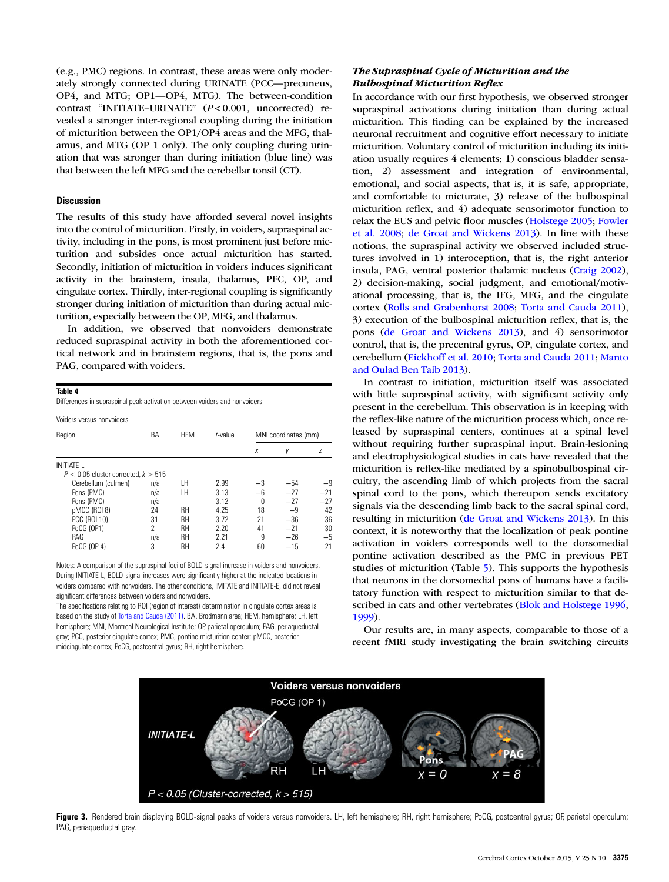(e.g., PMC) regions. In contrast, these areas were only moderately strongly connected during URINATE (PCC—precuneus, OP4, and MTG; OP1—OP4, MTG). The between-condition contrast "INITIATE–URINATE" ($P < 0.001$, uncorrected) revealed a stronger inter-regional coupling during the initiation of micturition between the OP1/OP4 areas and the MFG, thalamus, and MTG (OP 1 only). The only coupling during urination that was stronger than during initiation (blue line) was that between the left MFG and the cerebellar tonsil (CT).

## Discussion

The results of this study have afforded several novel insights into the control of micturition. Firstly, in voiders, supraspinal activity, including in the pons, is most prominent just before micturition and subsides once actual micturition has started. Secondly, initiation of micturition in voiders induces significant activity in the brainstem, insula, thalamus, PFC, OP, and cingulate cortex. Thirdly, inter-regional coupling is significantly stronger during initiation of micturition than during actual micturition, especially between the OP, MFG, and thalamus.

In addition, we observed that nonvoiders demonstrate reduced supraspinal activity in both the aforementioned cortical network and in brainstem regions, that is, the pons and PAG, compared with voiders.

**Table 4**
Differences in supraspinal peak activation between voiders and nonvoiders

Voiders versus nonvoiders

| Region | BA | HEM | *t*-value | MNI coordinates (mm) | | |
|---|---|---|---|---|---|---|
| | | | | *x* | *y* | *z* |
| INITIATE-L | | | | | | |
| $P < 0.05$ cluster corrected, $k > 515$ | | | | | | |
| Cerebellum (culmen) | n/a | LH | 2.99 | −3 | −54 | −9 |
| Pons (PMC) | n/a | LH | 3.13 | −6 | −27 | −21 |
| Pons (PMC) | n/a | | 3.12 | 0 | −27 | −27 |
| pMCC (ROI 8) | 24 | RH | 4.25 | 18 | −9 | 42 |
| PCC (ROI 10) | 31 | RH | 3.72 | 21 | −36 | 36 |
| PoCG (OP1) | 2 | RH | 2.20 | 41 | −21 | 30 |
| PAG | n/a | RH | 2.21 | 9 | −26 | −5 |
| PoCG (OP 4) | 3 | RH | 2.4 | 60 | −15 | 21 |

Notes: A comparison of the supraspinal foci of BOLD-signal increase in voiders and nonvoiders. During INITIATE-L, BOLD-signal increases were significantly higher at the indicated locations in voiders compared with nonvoiders. The other conditions, IMITATE and INITIATE-E, did not reveal significant differences between voiders and nonvoiders.
The specifications relating to ROI (region of interest) determination in cingulate cortex areas is based on the study of Torta and Cauda (2011). BA, Brodmann area; HEM, hemisphere; LH, left hemisphere; MNI, Montreal Neurological Institute; OP, parietal operculum; PAG, periaqueductal gray; PCC, posterior cingulate cortex; PMC, pontine micturition center; pMCC, posterior midcingulate cortex; PoCG, postcentral gyrus; RH, right hemisphere.

### *The Supraspinal Cycle of Micturition and the Bulbospinal Micturition Reflex*

In accordance with our first hypothesis, we observed stronger supraspinal activations during initiation than during actual micturition. This finding can be explained by the increased neuronal recruitment and cognitive effort necessary to initiate micturition. Voluntary control of micturition including its initiation usually requires 4 elements; 1) conscious bladder sensation, 2) assessment and integration of environmental, emotional, and social aspects, that is, it is safe, appropriate, and comfortable to micturate, 3) release of the bulbospinal micturition reflex, and 4) adequate sensorimotor function to relax the EUS and pelvic floor muscles (Holstege 2005; Fowler et al. 2008; de Groat and Wickens 2013). In line with these notions, the supraspinal activity we observed included structures involved in 1) interoception, that is, the right anterior insula, PAG, ventral posterior thalamic nucleus (Craig 2002), 2) decision-making, social judgment, and emotional/motivational processing, that is, the IFG, MFG, and the cingulate cortex (Rolls and Grabenhorst 2008; Torta and Cauda 2011), 3) execution of the bulbospinal micturition reflex, that is, the pons (de Groat and Wickens 2013), and 4) sensorimotor control, that is, the precentral gyrus, OP, cingulate cortex, and cerebellum (Eickhoff et al. 2010; Torta and Cauda 2011; Manto and Oulad Ben Taib 2013).

In contrast to initiation, micturition itself was associated with little supraspinal activity, with significant activity only present in the cerebellum. This observation is in keeping with the reflex-like nature of the micturition process which, once released by supraspinal centers, continues at a spinal level without requiring further supraspinal input. Brain-lesioning and electrophysiological studies in cats have revealed that the micturition is reflex-like mediated by a spinobulbospinal circuitry, the ascending limb of which projects from the sacral spinal cord to the pons, which thereupon sends excitatory signals via the descending limb back to the sacral spinal cord, resulting in micturition (de Groat and Wickens 2013). In this context, it is noteworthy that the localization of peak pontine activation in voiders corresponds well to the dorsomedial pontine activation described as the PMC in previous PET studies of micturition (Table 5). This supports the hypothesis that neurons in the dorsomedial pons of humans have a facilitatory function with respect to micturition similar to that described in cats and other vertebrates (Blok and Holstege 1996, 1999).

Our results are, in many aspects, comparable to those of a recent fMRI study investigating the brain switching circuits

**Figure 3.** Rendered brain displaying BOLD-signal peaks of voiders versus nonvoiders. LH, left hemisphere; RH, right hemisphere; PoCG, postcentral gyrus; OP, parietal operculum; PAG, periaqueductal gray.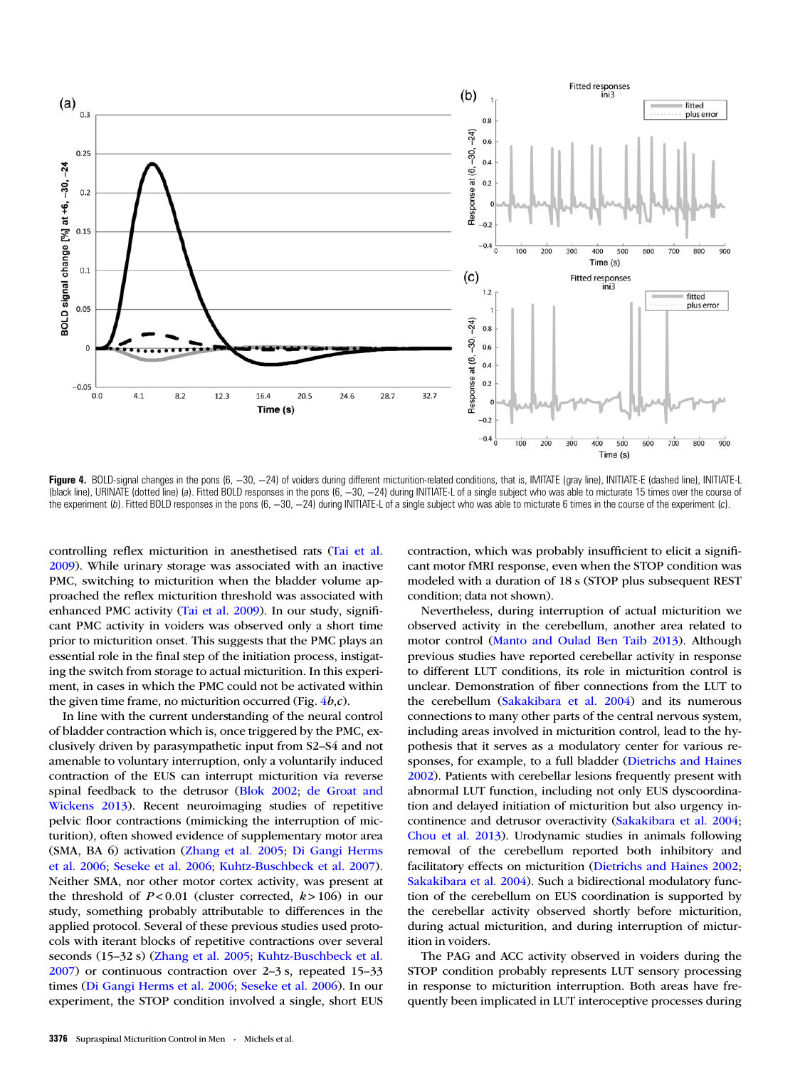**Figure 4.** BOLD-signal changes in the pons (6, −30, −24) of voiders during different micturition-related conditions, that is, IMITATE (gray line), INITIATE-E (dashed line), INITIATE-L (black line), URINATE (dotted line) (*a*). Fitted BOLD responses in the pons (6, −30, −24) during INITIATE-L of a single subject who was able to micturate 15 times over the course of the experiment (*b*). Fitted BOLD responses in the pons (6, −30, −24) during INITIATE-L of a single subject who was able to micturate 6 times in the course of the experiment (*c*).

controlling reflex micturition in anesthetised rats (Tai et al. 2009). While urinary storage was associated with an inactive PMC, switching to micturition when the bladder volume approached the reflex micturition threshold was associated with enhanced PMC activity (Tai et al. 2009). In our study, significant PMC activity in voiders was observed only a short time prior to micturition onset. This suggests that the PMC plays an essential role in the final step of the initiation process, instigating the switch from storage to actual micturition. In this experiment, in cases in which the PMC could not be activated within the given time frame, no micturition occurred (Fig. 4*b*,*c*).

In line with the current understanding of the neural control of bladder contraction which is, once triggered by the PMC, exclusively driven by parasympathetic input from S2–S4 and not amenable to voluntary interruption, only a voluntarily induced contraction of the EUS can interrupt micturition via reverse spinal feedback to the detrusor (Blok 2002; de Groat and Wickens 2013). Recent neuroimaging studies of repetitive pelvic floor contractions (mimicking the interruption of micturition), often showed evidence of supplementary motor area (SMA, BA 6) activation (Zhang et al. 2005; Di Gangi Herms et al. 2006; Seseke et al. 2006; Kuhtz-Buschbeck et al. 2007). Neither SMA, nor other motor cortex activity, was present at the threshold of $P < 0.01$ (cluster corrected, $k > 106$) in our study, something probably attributable to differences in the applied protocol. Several of these previous studies used protocols with iterant blocks of repetitive contractions over several seconds (15–32 s) (Zhang et al. 2005; Kuhtz-Buschbeck et al. 2007) or continuous contraction over 2–3 s, repeated 15–33 times (Di Gangi Herms et al. 2006; Seseke et al. 2006). In our experiment, the STOP condition involved a single, short EUS contraction, which was probably insufficient to elicit a significant motor fMRI response, even when the STOP condition was modeled with a duration of 18 s (STOP plus subsequent REST condition; data not shown).

Nevertheless, during interruption of actual micturition we observed activity in the cerebellum, another area related to motor control (Manto and Oulad Ben Taib 2013). Although previous studies have reported cerebellar activity in response to different LUT conditions, its role in micturition control is unclear. Demonstration of fiber connections from the LUT to the cerebellum (Sakakibara et al. 2004) and its numerous connections to many other parts of the central nervous system, including areas involved in micturition control, lead to the hypothesis that it serves as a modulatory center for various responses, for example, to a full bladder (Dietrichs and Haines 2002). Patients with cerebellar lesions frequently present with abnormal LUT function, including not only EUS dyscoordination and delayed initiation of micturition but also urgency incontinence and detrusor overactivity (Sakakibara et al. 2004; Chou et al. 2013). Urodynamic studies in animals following removal of the cerebellum reported both inhibitory and facilitatory effects on micturition (Dietrichs and Haines 2002; Sakakibara et al. 2004). Such a bidirectional modulatory function of the cerebellum on EUS coordination is supported by the cerebellar activity observed shortly before micturition, during actual micturition, and during interruption of micturition in voiders.

The PAG and ACC activity observed in voiders during the STOP condition probably represents LUT sensory processing in response to micturition interruption. Both areas have frequently been implicated in LUT interoceptive processes during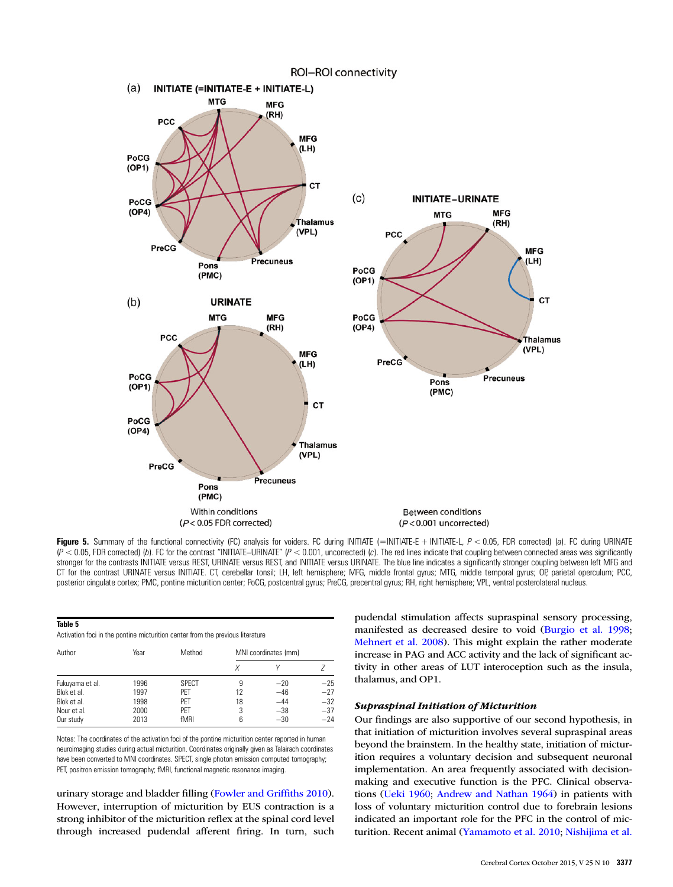**Figure 5.** Summary of the functional connectivity (FC) analysis for voiders. FC during INITIATE (=INITIATE-E + INITIATE-L, $P < 0.05$, FDR corrected) (*a*). FC during URINATE ($P < 0.05$, FDR corrected) (*b*). FC for the contrast "INITIATE–URINATE" ($P < 0.001$, uncorrected) (*c*). The red lines indicate that coupling between connected areas was significantly stronger for the contrasts INITIATE versus REST, URINATE versus REST, and INITIATE versus URINATE. The blue line indicates a significantly stronger coupling between left MFG and CT for the contrast URINATE versus INITIATE. CT, cerebellar tonsil; LH, left hemisphere; MFG, middle frontal gyrus; MTG, middle temporal gyrus; OP, parietal operculum; PCC, posterior cingulate cortex; PMC, pontine micturition center; PoCG, postcentral gyrus; PreCG, precentral gyrus; RH, right hemisphere; VPL, ventral posterolateral nucleus.

**Table 5**
Activation foci in the pontine micturition center from the previous literature

| Author | Year | Method | MNI coordinates (mm) | | |
|---|---|---|---|---|---|
| | | | X | Y | Z |
| Fukuyama et al. | 1996 | SPECT | 9 | −20 | −25 |
| Blok et al. | 1997 | PET | 12 | −46 | −27 |
| Blok et al. | 1998 | PET | 18 | −44 | −32 |
| Nour et al. | 2000 | PET | 3 | −38 | −37 |
| Our study | 2013 | fMRI | 6 | −30 | −24 |

Notes: The coordinates of the activation foci of the pontine micturition center reported in human neuroimaging studies during actual micturition. Coordinates originally given as Talairach coordinates have been converted to MNI coordinates. SPECT, single photon emission computed tomography; PET, positron emission tomography; fMRI, functional magnetic resonance imaging.

urinary storage and bladder filling (Fowler and Griffiths 2010). However, interruption of micturition by EUS contraction is a strong inhibitor of the micturition reflex at the spinal cord level through increased pudendal afferent firing. In turn, such pudendal stimulation affects supraspinal sensory processing, manifested as decreased desire to void (Burgio et al. 1998; Mehnert et al. 2008). This might explain the rather moderate increase in PAG and ACC activity and the lack of significant activity in other areas of LUT interoception such as the insula, thalamus, and OP1.

### *Supraspinal Initiation of Micturition*

Our findings are also supportive of our second hypothesis, in that initiation of micturition involves several supraspinal areas beyond the brainstem. In the healthy state, initiation of micturition requires a voluntary decision and subsequent neuronal implementation. An area frequently associated with decision-making and executive function is the PFC. Clinical observations (Ueki 1960; Andrew and Nathan 1964) in patients with loss of voluntary micturition control due to forebrain lesions indicated an important role for the PFC in the control of micturition. Recent animal (Yamamoto et al. 2010; Nishijima et al.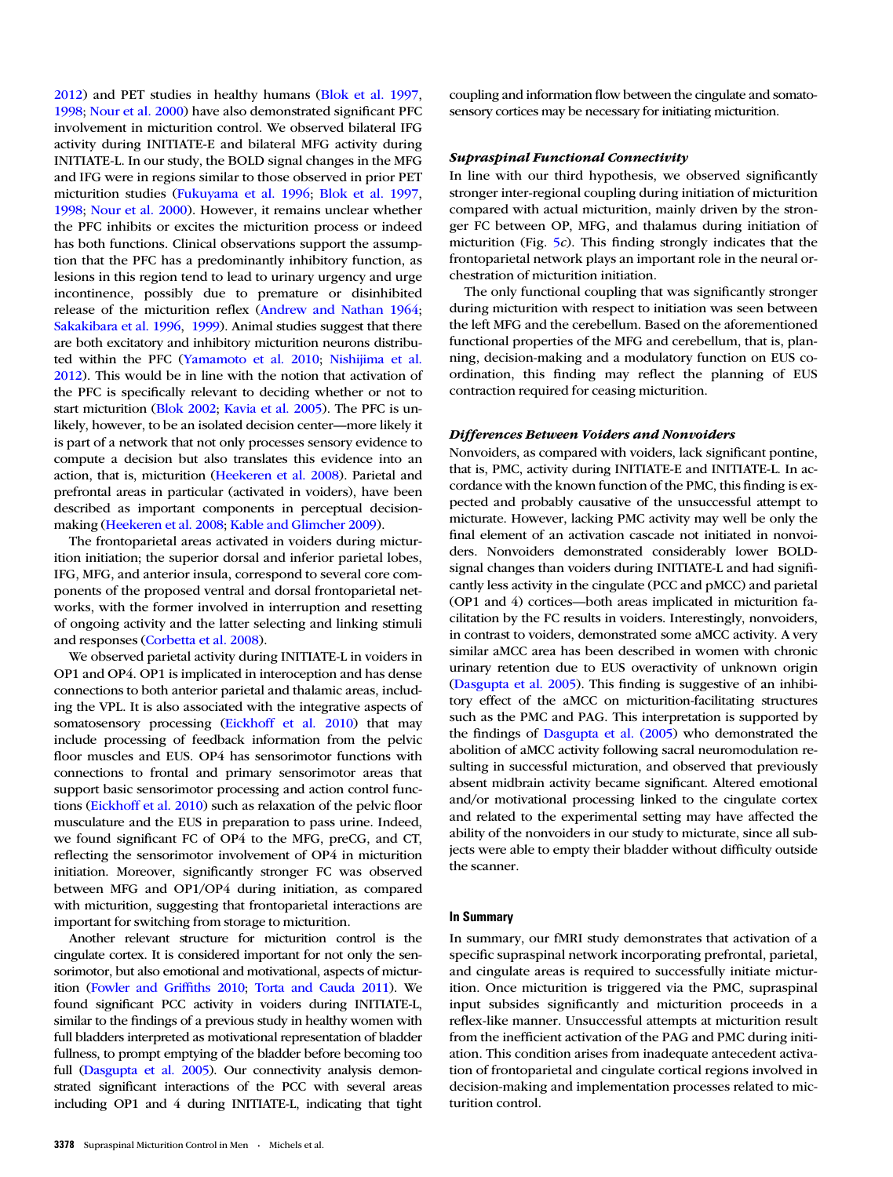2012) and PET studies in healthy humans (Blok et al. 1997, 1998; Nour et al. 2000) have also demonstrated significant PFC involvement in micturition control. We observed bilateral IFG activity during INITIATE-E and bilateral MFG activity during INITIATE-L. In our study, the BOLD signal changes in the MFG and IFG were in regions similar to those observed in prior PET micturition studies (Fukuyama et al. 1996; Blok et al. 1997, 1998; Nour et al. 2000). However, it remains unclear whether the PFC inhibits or excites the micturition process or indeed has both functions. Clinical observations support the assumption that the PFC has a predominantly inhibitory function, as lesions in this region tend to lead to urinary urgency and urge incontinence, possibly due to premature or disinhibited release of the micturition reflex (Andrew and Nathan 1964; Sakakibara et al. 1996, 1999). Animal studies suggest that there are both excitatory and inhibitory micturition neurons distributed within the PFC (Yamamoto et al. 2010; Nishijima et al. 2012). This would be in line with the notion that activation of the PFC is specifically relevant to deciding whether or not to start micturition (Blok 2002; Kavia et al. 2005). The PFC is unlikely, however, to be an isolated decision center—more likely it is part of a network that not only processes sensory evidence to compute a decision but also translates this evidence into an action, that is, micturition (Heekeren et al. 2008). Parietal and prefrontal areas in particular (activated in voiders), have been described as important components in perceptual decision-making (Heekeren et al. 2008; Kable and Glimcher 2009).

The frontoparietal areas activated in voiders during micturition initiation; the superior dorsal and inferior parietal lobes, IFG, MFG, and anterior insula, correspond to several core components of the proposed ventral and dorsal frontoparietal networks, with the former involved in interruption and resetting of ongoing activity and the latter selecting and linking stimuli and responses (Corbetta et al. 2008).

We observed parietal activity during INITIATE-L in voiders in OP1 and OP4. OP1 is implicated in interoception and has dense connections to both anterior parietal and thalamic areas, including the VPL. It is also associated with the integrative aspects of somatosensory processing (Eickhoff et al. 2010) that may include processing of feedback information from the pelvic floor muscles and EUS. OP4 has sensorimotor functions with connections to frontal and primary sensorimotor areas that support basic sensorimotor processing and action control functions (Eickhoff et al. 2010) such as relaxation of the pelvic floor musculature and the EUS in preparation to pass urine. Indeed, we found significant FC of OP4 to the MFG, preCG, and CT, reflecting the sensorimotor involvement of OP4 in micturition initiation. Moreover, significantly stronger FC was observed between MFG and OP1/OP4 during initiation, as compared with micturition, suggesting that frontoparietal interactions are important for switching from storage to micturition.

Another relevant structure for micturition control is the cingulate cortex. It is considered important for not only the sensorimotor, but also emotional and motivational, aspects of micturition (Fowler and Griffiths 2010; Torta and Cauda 2011). We found significant PCC activity in voiders during INITIATE-L, similar to the findings of a previous study in healthy women with full bladders interpreted as motivational representation of bladder fullness, to prompt emptying of the bladder before becoming too full (Dasgupta et al. 2005). Our connectivity analysis demonstrated significant interactions of the PCC with several areas including OP1 and 4 during INITIATE-L, indicating that tight coupling and information flow between the cingulate and somatosensory cortices may be necessary for initiating micturition.

### *Supraspinal Functional Connectivity*

In line with our third hypothesis, we observed significantly stronger inter-regional coupling during initiation of micturition compared with actual micturition, mainly driven by the stronger FC between OP, MFG, and thalamus during initiation of micturition (Fig. 5*c*). This finding strongly indicates that the frontoparietal network plays an important role in the neural orchestration of micturition initiation.

The only functional coupling that was significantly stronger during micturition with respect to initiation was seen between the left MFG and the cerebellum. Based on the aforementioned functional properties of the MFG and cerebellum, that is, planning, decision-making and a modulatory function on EUS coordination, this finding may reflect the planning of EUS contraction required for ceasing micturition.

### *Differences Between Voiders and Nonvoiders*

Nonvoiders, as compared with voiders, lack significant pontine, that is, PMC, activity during INITIATE-E and INITIATE-L. In accordance with the known function of the PMC, this finding is expected and probably causative of the unsuccessful attempt to micturate. However, lacking PMC activity may well be only the final element of an activation cascade not initiated in nonvoiders. Nonvoiders demonstrated considerably lower BOLD-signal changes than voiders during INITIATE-L and had significantly less activity in the cingulate (PCC and pMCC) and parietal (OP1 and 4) cortices—both areas implicated in micturition facilitation by the FC results in voiders. Interestingly, nonvoiders, in contrast to voiders, demonstrated some aMCC activity. A very similar aMCC area has been described in women with chronic urinary retention due to EUS overactivity of unknown origin (Dasgupta et al. 2005). This finding is suggestive of an inhibitory effect of the aMCC on micturition-facilitating structures such as the PMC and PAG. This interpretation is supported by the findings of Dasgupta et al. (2005) who demonstrated the abolition of aMCC activity following sacral neuromodulation resulting in successful micturation, and observed that previously absent midbrain activity became significant. Altered emotional and/or motivational processing linked to the cingulate cortex and related to the experimental setting may have affected the ability of the nonvoiders in our study to micturate, since all subjects were able to empty their bladder without difficulty outside the scanner.

## In Summary

In summary, our fMRI study demonstrates that activation of a specific supraspinal network incorporating prefrontal, parietal, and cingulate areas is required to successfully initiate micturition. Once micturition is triggered via the PMC, supraspinal input subsides significantly and micturition proceeds in a reflex-like manner. Unsuccessful attempts at micturition result from the inefficient activation of the PAG and PMC during initiation. This condition arises from inadequate antecedent activation of frontoparietal and cingulate cortical regions involved in decision-making and implementation processes related to micturition control.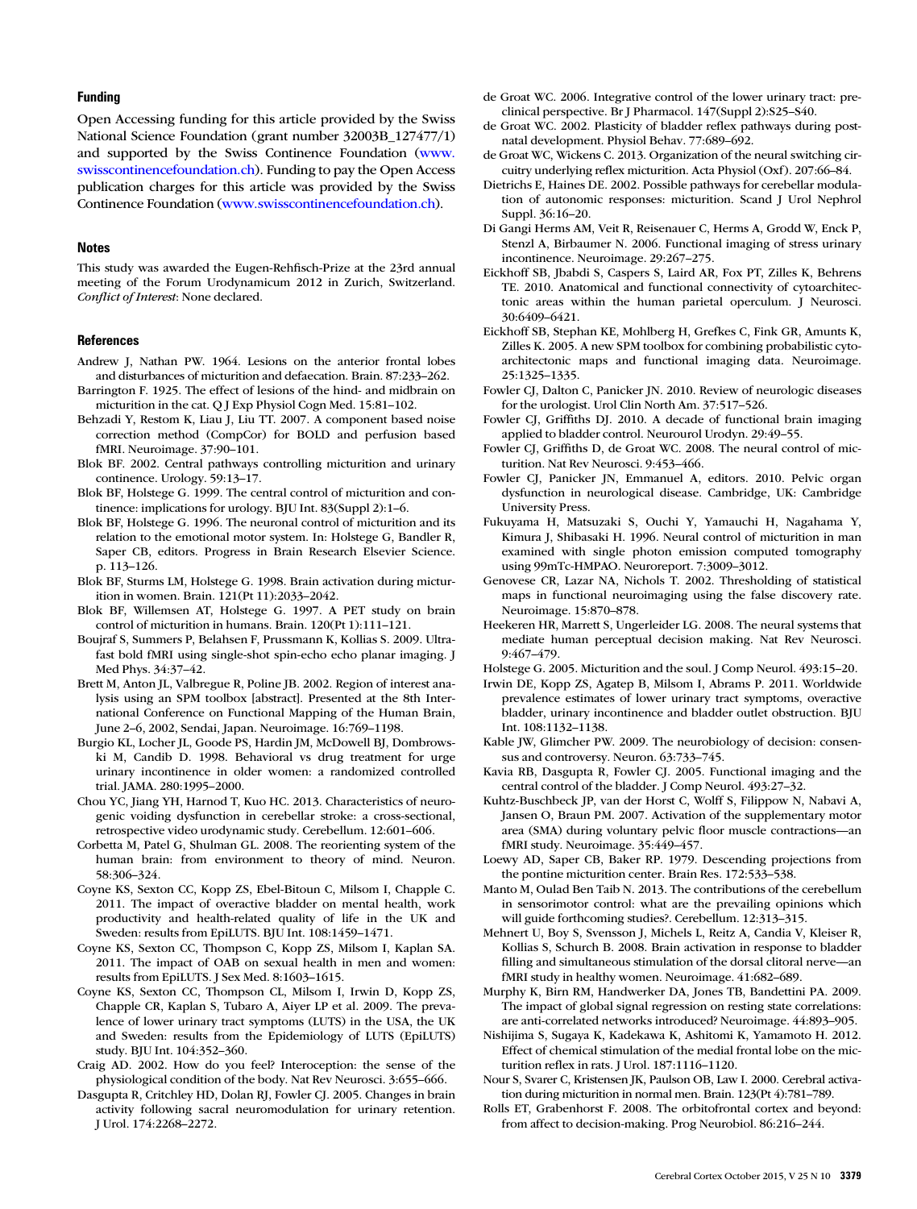## Funding

Open Accessing funding for this article provided by the Swiss National Science Foundation (grant number 32003B_127477/1) and supported by the Swiss Continence Foundation (www.swisscontinencefoundation.ch). Funding to pay the Open Access publication charges for this article was provided by the Swiss Continence Foundation (www.swisscontinencefoundation.ch).

## Notes

This study was awarded the Eugen-Rehfisch-Prize at the 23rd annual meeting of the Forum Urodynamicum 2012 in Zurich, Switzerland. *Conflict of Interest*: None declared.

## References

Andrew J, Nathan PW. 1964. Lesions on the anterior frontal lobes and disturbances of micturition and defaecation. Brain. 87:233–262.

Barrington F. 1925. The effect of lesions of the hind- and midbrain on micturition in the cat. Q J Exp Physiol Cogn Med. 15:81–102.

Behzadi Y, Restom K, Liau J, Liu TT. 2007. A component based noise correction method (CompCor) for BOLD and perfusion based fMRI. Neuroimage. 37:90–101.

Blok BF. 2002. Central pathways controlling micturition and urinary continence. Urology. 59:13–17.

Blok BF, Holstege G. 1999. The central control of micturition and continence: implications for urology. BJU Int. 83(Suppl 2):1–6.

Blok BF, Holstege G. 1996. The neuronal control of micturition and its relation to the emotional motor system. In: Holstege G, Bandler R, Saper CB, editors. Progress in Brain Research Elsevier Science. p. 113–126.

Blok BF, Sturms LM, Holstege G. 1998. Brain activation during micturition in women. Brain. 121(Pt 11):2033–2042.

Blok BF, Willemsen AT, Holstege G. 1997. A PET study on brain control of micturition in humans. Brain. 120(Pt 1):111–121.

Boujraf S, Summers P, Belahsen F, Prussmann K, Kollias S. 2009. Ultrafast bold fMRI using single-shot spin-echo echo planar imaging. J Med Phys. 34:37–42.

Brett M, Anton JL, Valbregue R, Poline JB. 2002. Region of interest analysis using an SPM toolbox [abstract]. Presented at the 8th International Conference on Functional Mapping of the Human Brain, June 2–6, 2002, Sendai, Japan. Neuroimage. 16:769–1198.

Burgio KL, Locher JL, Goode PS, Hardin JM, McDowell BJ, Dombrowski M, Candib D. 1998. Behavioral vs drug treatment for urge urinary incontinence in older women: a randomized controlled trial. JAMA. 280:1995–2000.

Chou YC, Jiang YH, Harnod T, Kuo HC. 2013. Characteristics of neurogenic voiding dysfunction in cerebellar stroke: a cross-sectional, retrospective video urodynamic study. Cerebellum. 12:601–606.

Corbetta M, Patel G, Shulman GL. 2008. The reorienting system of the human brain: from environment to theory of mind. Neuron. 58:306–324.

Coyne KS, Sexton CC, Kopp ZS, Ebel-Bitoun C, Milsom I, Chapple C. 2011. The impact of overactive bladder on mental health, work productivity and health-related quality of life in the UK and Sweden: results from EpiLUTS. BJU Int. 108:1459–1471.

Coyne KS, Sexton CC, Thompson C, Kopp ZS, Milsom I, Kaplan SA. 2011. The impact of OAB on sexual health in men and women: results from EpiLUTS. J Sex Med. 8:1603–1615.

Coyne KS, Sexton CC, Thompson CL, Milsom I, Irwin D, Kopp ZS, Chapple CR, Kaplan S, Tubaro A, Aiyer LP et al. 2009. The prevalence of lower urinary tract symptoms (LUTS) in the USA, the UK and Sweden: results from the Epidemiology of LUTS (EpiLUTS) study. BJU Int. 104:352–360.

Craig AD. 2002. How do you feel? Interoception: the sense of the physiological condition of the body. Nat Rev Neurosci. 3:655–666.

Dasgupta R, Critchley HD, Dolan RJ, Fowler CJ. 2005. Changes in brain activity following sacral neuromodulation for urinary retention. J Urol. 174:2268–2272.

de Groat WC. 2006. Integrative control of the lower urinary tract: preclinical perspective. Br J Pharmacol. 147(Suppl 2):S25–S40.

de Groat WC. 2002. Plasticity of bladder reflex pathways during postnatal development. Physiol Behav. 77:689–692.

de Groat WC, Wickens C. 2013. Organization of the neural switching circuitry underlying reflex micturition. Acta Physiol (Oxf). 207:66–84.

Dietrichs E, Haines DE. 2002. Possible pathways for cerebellar modulation of autonomic responses: micturition. Scand J Urol Nephrol Suppl. 36:16–20.

Di Gangi Herms AM, Veit R, Reisenauer C, Herms A, Grodd W, Enck P, Stenzl A, Birbaumer N. 2006. Functional imaging of stress urinary incontinence. Neuroimage. 29:267–275.

Eickhoff SB, Jbabdi S, Caspers S, Laird AR, Fox PT, Zilles K, Behrens TE. 2010. Anatomical and functional connectivity of cytoarchitectonic areas within the human parietal operculum. J Neurosci. 30:6409–6421.

Eickhoff SB, Stephan KE, Mohlberg H, Grefkes C, Fink GR, Amunts K, Zilles K. 2005. A new SPM toolbox for combining probabilistic cytoarchitectonic maps and functional imaging data. Neuroimage. 25:1325–1335.

Fowler CJ, Dalton C, Panicker JN. 2010. Review of neurologic diseases for the urologist. Urol Clin North Am. 37:517–526.

Fowler CJ, Griffiths DJ. 2010. A decade of functional brain imaging applied to bladder control. Neurourol Urodyn. 29:49–55.

Fowler CJ, Griffiths D, de Groat WC. 2008. The neural control of micturition. Nat Rev Neurosci. 9:453–466.

Fowler CJ, Panicker JN, Emmanuel A, editors. 2010. Pelvic organ dysfunction in neurological disease. Cambridge, UK: Cambridge University Press.

Fukuyama H, Matsuzaki S, Ouchi Y, Yamauchi H, Nagahama Y, Kimura J, Shibasaki H. 1996. Neural control of micturition in man examined with single photon emission computed tomography using 99mTc-HMPAO. Neuroreport. 7:3009–3012.

Genovese CR, Lazar NA, Nichols T. 2002. Thresholding of statistical maps in functional neuroimaging using the false discovery rate. Neuroimage. 15:870–878.

Heekeren HR, Marrett S, Ungerleider LG. 2008. The neural systems that mediate human perceptual decision making. Nat Rev Neurosci. 9:467–479.

Holstege G. 2005. Micturition and the soul. J Comp Neurol. 493:15–20.

Irwin DE, Kopp ZS, Agatep B, Milsom I, Abrams P. 2011. Worldwide prevalence estimates of lower urinary tract symptoms, overactive bladder, urinary incontinence and bladder outlet obstruction. BJU Int. 108:1132–1138.

Kable JW, Glimcher PW. 2009. The neurobiology of decision: consensus and controversy. Neuron. 63:733–745.

Kavia RB, Dasgupta R, Fowler CJ. 2005. Functional imaging and the central control of the bladder. J Comp Neurol. 493:27–32.

Kuhtz-Buschbeck JP, van der Horst C, Wolff S, Filippow N, Nabavi A, Jansen O, Braun PM. 2007. Activation of the supplementary motor area (SMA) during voluntary pelvic floor muscle contractions—an fMRI study. Neuroimage. 35:449–457.

Loewy AD, Saper CB, Baker RP. 1979. Descending projections from the pontine micturition center. Brain Res. 172:533–538.

Manto M, Oulad Ben Taib N. 2013. The contributions of the cerebellum in sensorimotor control: what are the prevailing opinions which will guide forthcoming studies?. Cerebellum. 12:313–315.

Mehnert U, Boy S, Svensson J, Michels L, Reitz A, Candia V, Kleiser R, Kollias S, Schurch B. 2008. Brain activation in response to bladder filling and simultaneous stimulation of the dorsal clitoral nerve—an fMRI study in healthy women. Neuroimage. 41:682–689.

Murphy K, Birn RM, Handwerker DA, Jones TB, Bandettini PA. 2009. The impact of global signal regression on resting state correlations: are anti-correlated networks introduced? Neuroimage. 44:893–905.

Nishijima S, Sugaya K, Kadekawa K, Ashitomi K, Yamamoto H. 2012. Effect of chemical stimulation of the medial frontal lobe on the micturition reflex in rats. J Urol. 187:1116–1120.

Nour S, Svarer C, Kristensen JK, Paulson OB, Law I. 2000. Cerebral activation during micturition in normal men. Brain. 123(Pt 4):781–789.

Rolls ET, Grabenhorst F. 2008. The orbitofrontal cortex and beyond: from affect to decision-making. Prog Neurobiol. 86:216–244.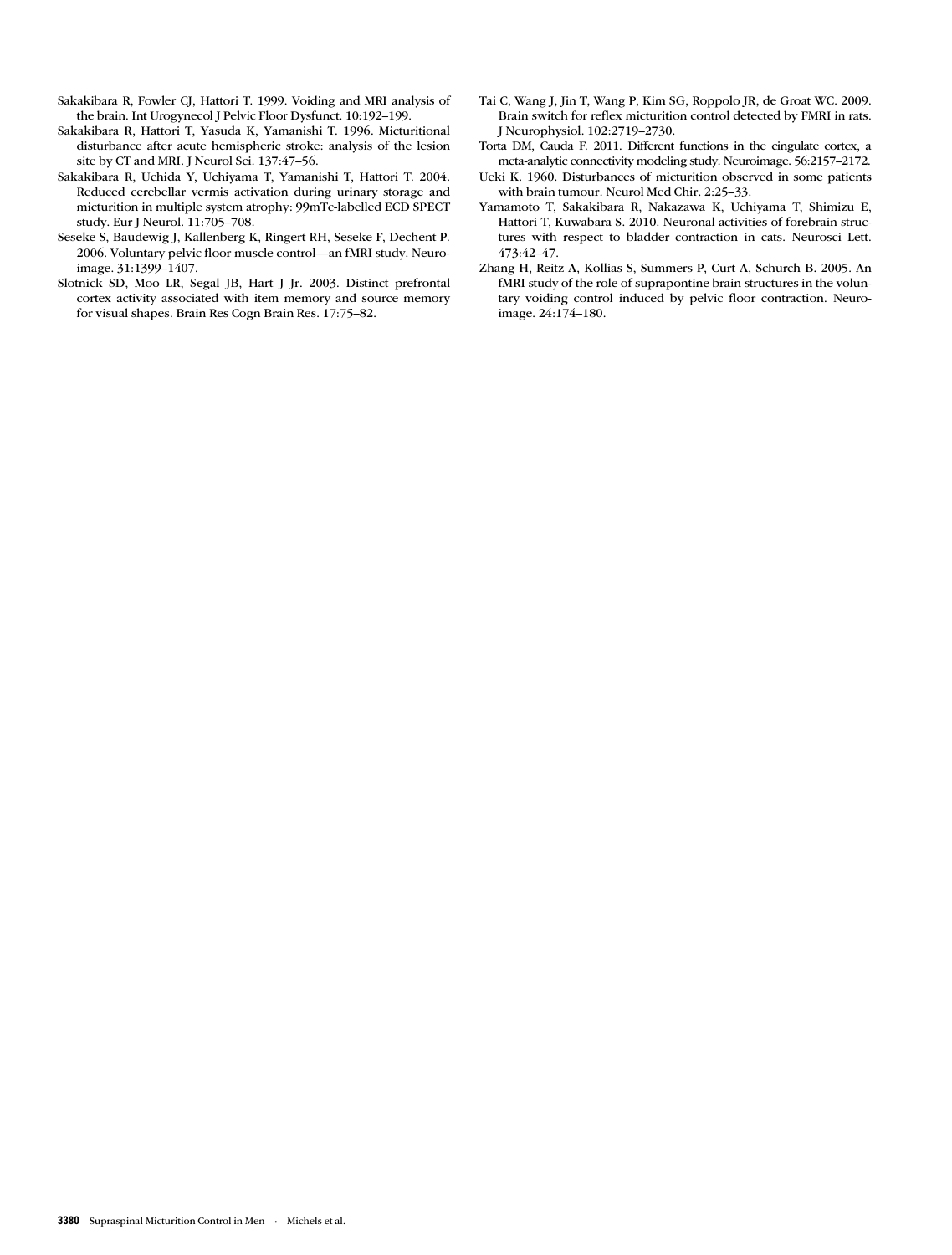Sakakibara R, Fowler CJ, Hattori T. 1999. Voiding and MRI analysis of the brain. Int Urogynecol J Pelvic Floor Dysfunct. 10:192–199.

Sakakibara R, Hattori T, Yasuda K, Yamanishi T. 1996. Micturitional disturbance after acute hemispheric stroke: analysis of the lesion site by CT and MRI. J Neurol Sci. 137:47–56.

Sakakibara R, Uchida Y, Uchiyama T, Yamanishi T, Hattori T. 2004. Reduced cerebellar vermis activation during urinary storage and micturition in multiple system atrophy: 99mTc-labelled ECD SPECT study. Eur J Neurol. 11:705–708.

Seseke S, Baudewig J, Kallenberg K, Ringert RH, Seseke F, Dechent P. 2006. Voluntary pelvic floor muscle control—an fMRI study. Neuroimage. 31:1399–1407.

Slotnick SD, Moo LR, Segal JB, Hart J Jr. 2003. Distinct prefrontal cortex activity associated with item memory and source memory for visual shapes. Brain Res Cogn Brain Res. 17:75–82.

Tai C, Wang J, Jin T, Wang P, Kim SG, Roppolo JR, de Groat WC. 2009. Brain switch for reflex micturition control detected by FMRI in rats. J Neurophysiol. 102:2719–2730.

Torta DM, Cauda F. 2011. Different functions in the cingulate cortex, a meta-analytic connectivity modeling study. Neuroimage. 56:2157–2172.

Ueki K. 1960. Disturbances of micturition observed in some patients with brain tumour. Neurol Med Chir. 2:25–33.

Yamamoto T, Sakakibara R, Nakazawa K, Uchiyama T, Shimizu E, Hattori T, Kuwabara S. 2010. Neuronal activities of forebrain structures with respect to bladder contraction in cats. Neurosci Lett. 473:42–47.

Zhang H, Reitz A, Kollias S, Summers P, Curt A, Schurch B. 2005. An fMRI study of the role of suprapontine brain structures in the voluntary voiding control induced by pelvic floor contraction. Neuroimage. 24:174–180.